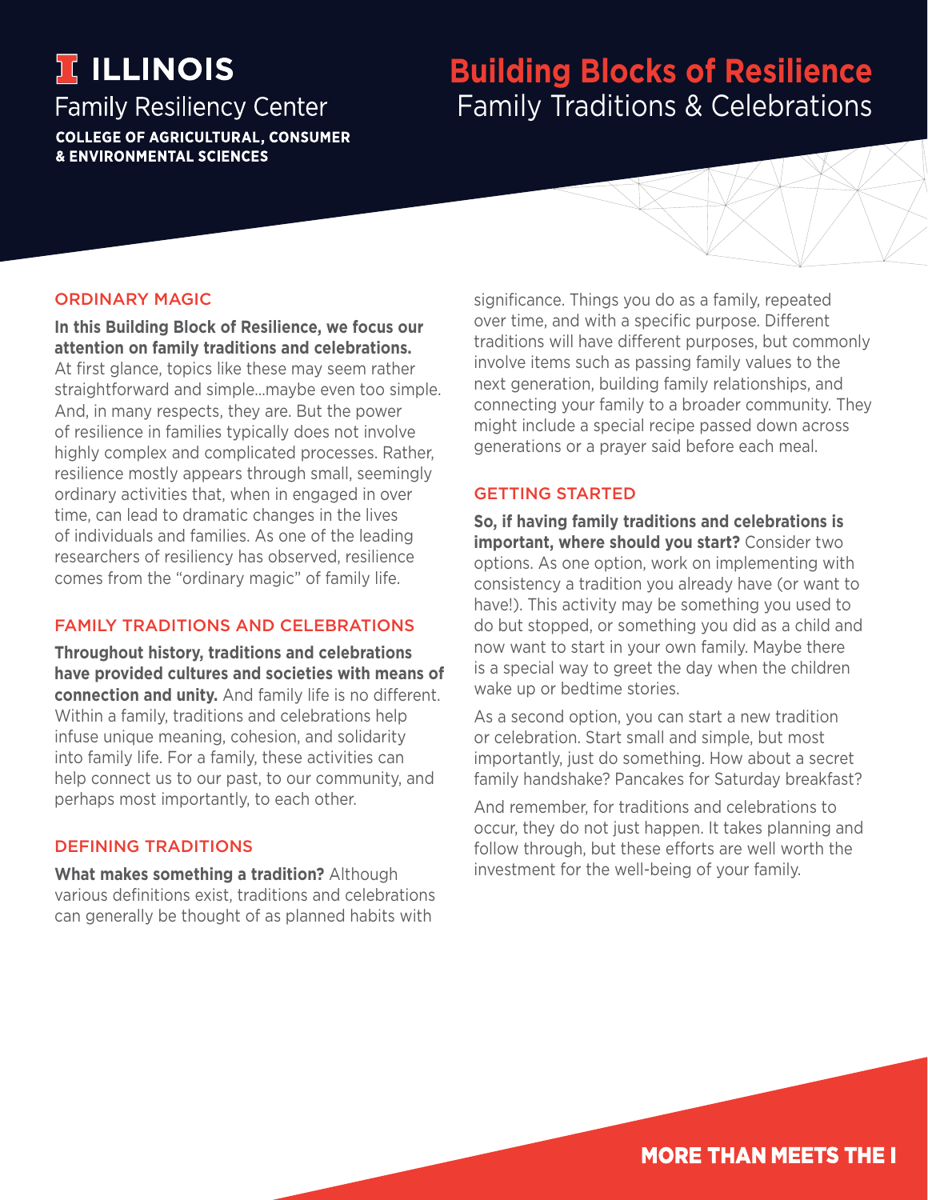ILLINOIS

Family Resiliency Center

COLLEGE OF AGRICULTURAL, CONSUMER & ENVIRONMENTAL SCIENCES

# Building Blocks of Resilience
## Family Traditions & Celebrations

### ORDINARY MAGIC

**In this Building Block of Resilience, we focus our attention on family traditions and celebrations.** At first glance, topics like these may seem rather straightforward and simple...maybe even too simple. And, in many respects, they are. But the power of resilience in families typically does not involve highly complex and complicated processes. Rather, resilience mostly appears through small, seemingly ordinary activities that, when in engaged in over time, can lead to dramatic changes in the lives of individuals and families. As one of the leading researchers of resiliency has observed, resilience comes from the "ordinary magic" of family life.

### FAMILY TRADITIONS AND CELEBRATIONS

**Throughout history, traditions and celebrations have provided cultures and societies with means of connection and unity.** And family life is no different. Within a family, traditions and celebrations help infuse unique meaning, cohesion, and solidarity into family life. For a family, these activities can help connect us to our past, to our community, and perhaps most importantly, to each other.

### DEFINING TRADITIONS

**What makes something a tradition?** Although various definitions exist, traditions and celebrations can generally be thought of as planned habits with significance. Things you do as a family, repeated over time, and with a specific purpose. Different traditions will have different purposes, but commonly involve items such as passing family values to the next generation, building family relationships, and connecting your family to a broader community. They might include a special recipe passed down across generations or a prayer said before each meal.

### GETTING STARTED

**So, if having family traditions and celebrations is important, where should you start?** Consider two options. As one option, work on implementing with consistency a tradition you already have (or want to have!). This activity may be something you used to do but stopped, or something you did as a child and now want to start in your own family. Maybe there is a special way to greet the day when the children wake up or bedtime stories.

As a second option, you can start a new tradition or celebration. Start small and simple, but most importantly, just do something. How about a secret family handshake? Pancakes for Saturday breakfast?

And remember, for traditions and celebrations to occur, they do not just happen. It takes planning and follow through, but these efforts are well worth the investment for the well-being of your family.

MORE THAN MEETS THE I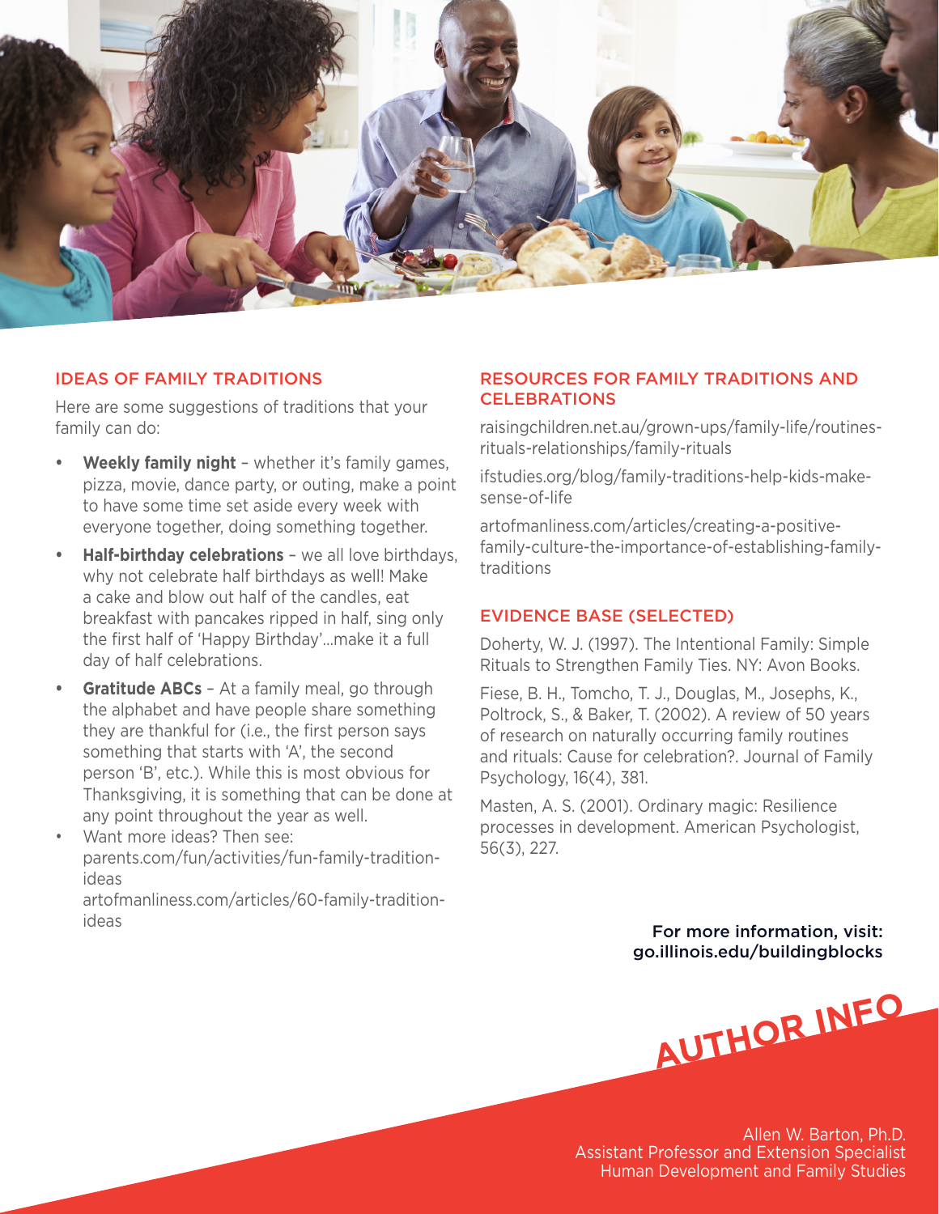## IDEAS OF FAMILY TRADITIONS

Here are some suggestions of traditions that your family can do:

- **Weekly family night** – whether it's family games, pizza, movie, dance party, or outing, make a point to have some time set aside every week with everyone together, doing something together.
- **Half-birthday celebrations** – we all love birthdays, why not celebrate half birthdays as well! Make a cake and blow out half of the candles, eat breakfast with pancakes ripped in half, sing only the first half of 'Happy Birthday'…make it a full day of half celebrations.
- **Gratitude ABCs** – At a family meal, go through the alphabet and have people share something they are thankful for (i.e., the first person says something that starts with 'A', the second person 'B', etc.). While this is most obvious for Thanksgiving, it is something that can be done at any point throughout the year as well.
- Want more ideas? Then see:
  parents.com/fun/activities/fun-family-tradition-ideas
  artofmanliness.com/articles/60-family-tradition-ideas

## RESOURCES FOR FAMILY TRADITIONS AND CELEBRATIONS

raisingchildren.net.au/grown-ups/family-life/routines-rituals-relationships/family-rituals

ifstudies.org/blog/family-traditions-help-kids-make-sense-of-life

artofmanliness.com/articles/creating-a-positive-family-culture-the-importance-of-establishing-family-traditions

## EVIDENCE BASE (SELECTED)

Doherty, W. J. (1997). The Intentional Family: Simple Rituals to Strengthen Family Ties. NY: Avon Books.

Fiese, B. H., Tomcho, T. J., Douglas, M., Josephs, K., Poltrock, S., & Baker, T. (2002). A review of 50 years of research on naturally occurring family routines and rituals: Cause for celebration?. Journal of Family Psychology, 16(4), 381.

Masten, A. S. (2001). Ordinary magic: Resilience processes in development. American Psychologist, 56(3), 227.

For more information, visit:
go.illinois.edu/buildingblocks

## AUTHOR INFO

Allen W. Barton, Ph.D.
Assistant Professor and Extension Specialist
Human Development and Family Studies